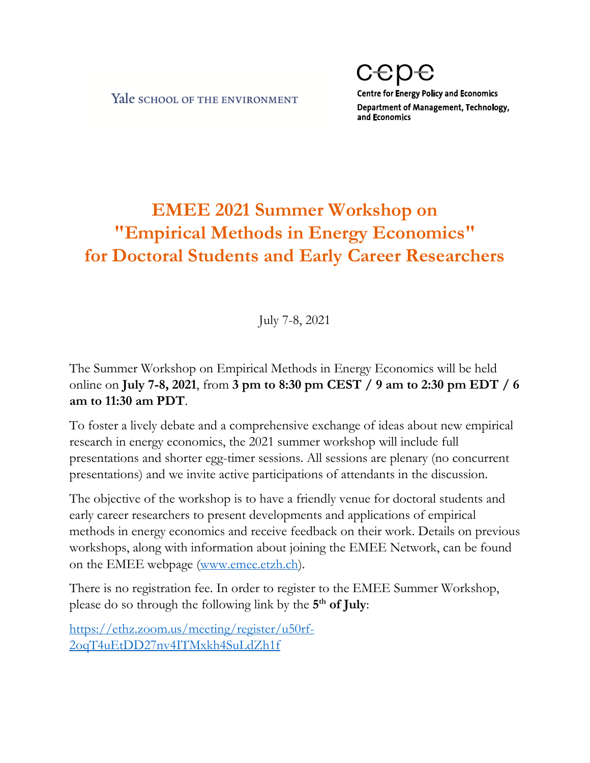Yale SCHOOL OF THE ENVIRONMENT

cepe

**Centre for Energy Policy and Economics**
**Department of Management, Technology, and Economics**

# EMEE 2021 Summer Workshop on "Empirical Methods in Energy Economics" for Doctoral Students and Early Career Researchers

July 7-8, 2021

The Summer Workshop on Empirical Methods in Energy Economics will be held online on **July 7-8, 2021**, from **3 pm to 8:30 pm CEST / 9 am to 2:30 pm EDT / 6 am to 11:30 am PDT**.

To foster a lively debate and a comprehensive exchange of ideas about new empirical research in energy economics, the 2021 summer workshop will include full presentations and shorter egg-timer sessions. All sessions are plenary (no concurrent presentations) and we invite active participations of attendants in the discussion.

The objective of the workshop is to have a friendly venue for doctoral students and early career researchers to present developments and applications of empirical methods in energy economics and receive feedback on their work. Details on previous workshops, along with information about joining the EMEE Network, can be found on the EMEE webpage ([www.emee.etzh.ch](www.emee.etzh.ch)).

There is no registration fee. In order to register to the EMEE Summer Workshop, please do so through the following link by the **5th of July**:

[https://ethz.zoom.us/meeting/register/u50rf-2oqT4uEtDD27nv4ITMxkh4SuLdZh1f](https://ethz.zoom.us/meeting/register/u50rf-2oqT4uEtDD27nv4ITMxkh4SuLdZh1f)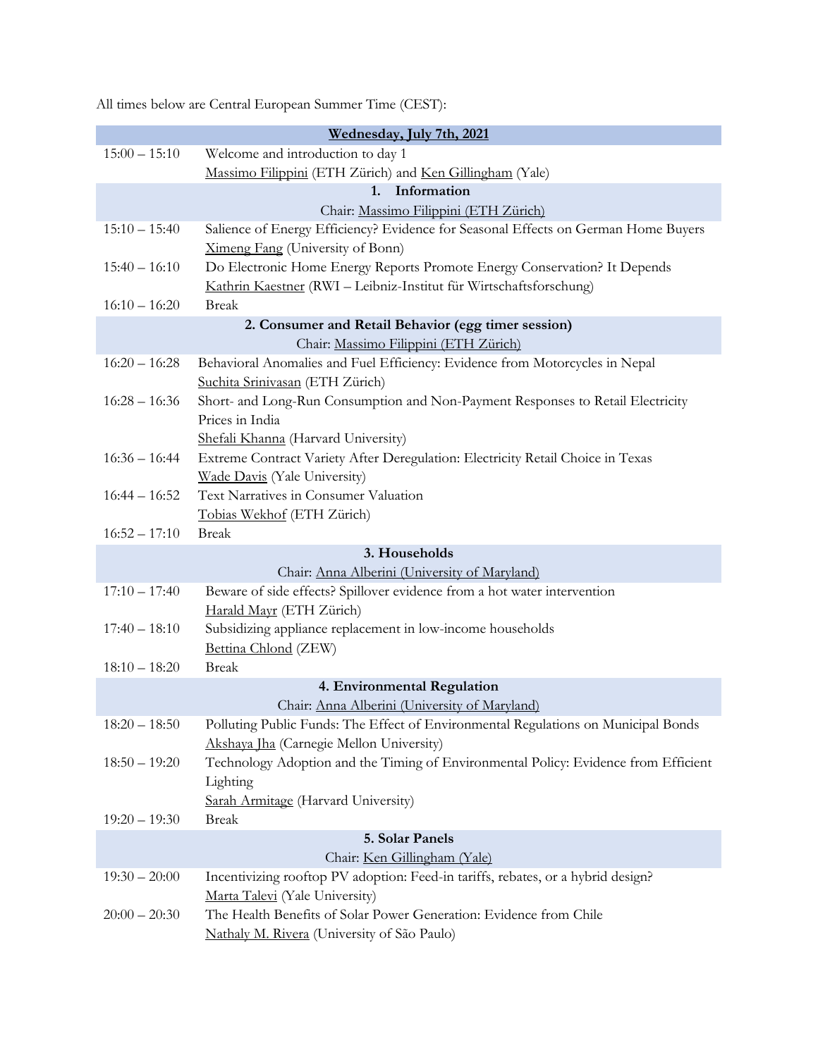All times below are Central European Summer Time (CEST):

| Wednesday, July 7th, 2021 | |
|---|---|
| 15:00 – 15:10 | Welcome and introduction to day 1<br>Massimo Filippini (ETH Zürich) and Ken Gillingham (Yale) |
| **1. Information**<br>Chair: Massimo Filippini (ETH Zürich) | |
| 15:10 – 15:40 | Salience of Energy Efficiency? Evidence for Seasonal Effects on German Home Buyers<br>Ximeng Fang (University of Bonn) |
| 15:40 – 16:10 | Do Electronic Home Energy Reports Promote Energy Conservation? It Depends<br>Kathrin Kaestner (RWI – Leibniz-Institut für Wirtschaftsforschung) |
| 16:10 – 16:20 | Break |
| **2. Consumer and Retail Behavior (egg timer session)**<br>Chair: Massimo Filippini (ETH Zürich) | |
| 16:20 – 16:28 | Behavioral Anomalies and Fuel Efficiency: Evidence from Motorcycles in Nepal<br>Suchita Srinivasan (ETH Zürich) |
| 16:28 – 16:36 | Short- and Long-Run Consumption and Non-Payment Responses to Retail Electricity Prices in India<br>Shefali Khanna (Harvard University) |
| 16:36 – 16:44 | Extreme Contract Variety After Deregulation: Electricity Retail Choice in Texas<br>Wade Davis (Yale University) |
| 16:44 – 16:52 | Text Narratives in Consumer Valuation<br>Tobias Wekhof (ETH Zürich) |
| 16:52 – 17:10 | Break |
| **3. Households**<br>Chair: Anna Alberini (University of Maryland) | |
| 17:10 – 17:40 | Beware of side effects? Spillover evidence from a hot water intervention<br>Harald Mayr (ETH Zürich) |
| 17:40 – 18:10 | Subsidizing appliance replacement in low-income households<br>Bettina Chlond (ZEW) |
| 18:10 – 18:20 | Break |
| **4. Environmental Regulation**<br>Chair: Anna Alberini (University of Maryland) | |
| 18:20 – 18:50 | Polluting Public Funds: The Effect of Environmental Regulations on Municipal Bonds<br>Akshaya Jha (Carnegie Mellon University) |
| 18:50 – 19:20 | Technology Adoption and the Timing of Environmental Policy: Evidence from Efficient Lighting<br>Sarah Armitage (Harvard University) |
| 19:20 – 19:30 | Break |
| **5. Solar Panels**<br>Chair: Ken Gillingham (Yale) | |
| 19:30 – 20:00 | Incentivizing rooftop PV adoption: Feed-in tariffs, rebates, or a hybrid design?<br>Marta Talevi (Yale University) |
| 20:00 – 20:30 | The Health Benefits of Solar Power Generation: Evidence from Chile<br>Nathaly M. Rivera (University of São Paulo) |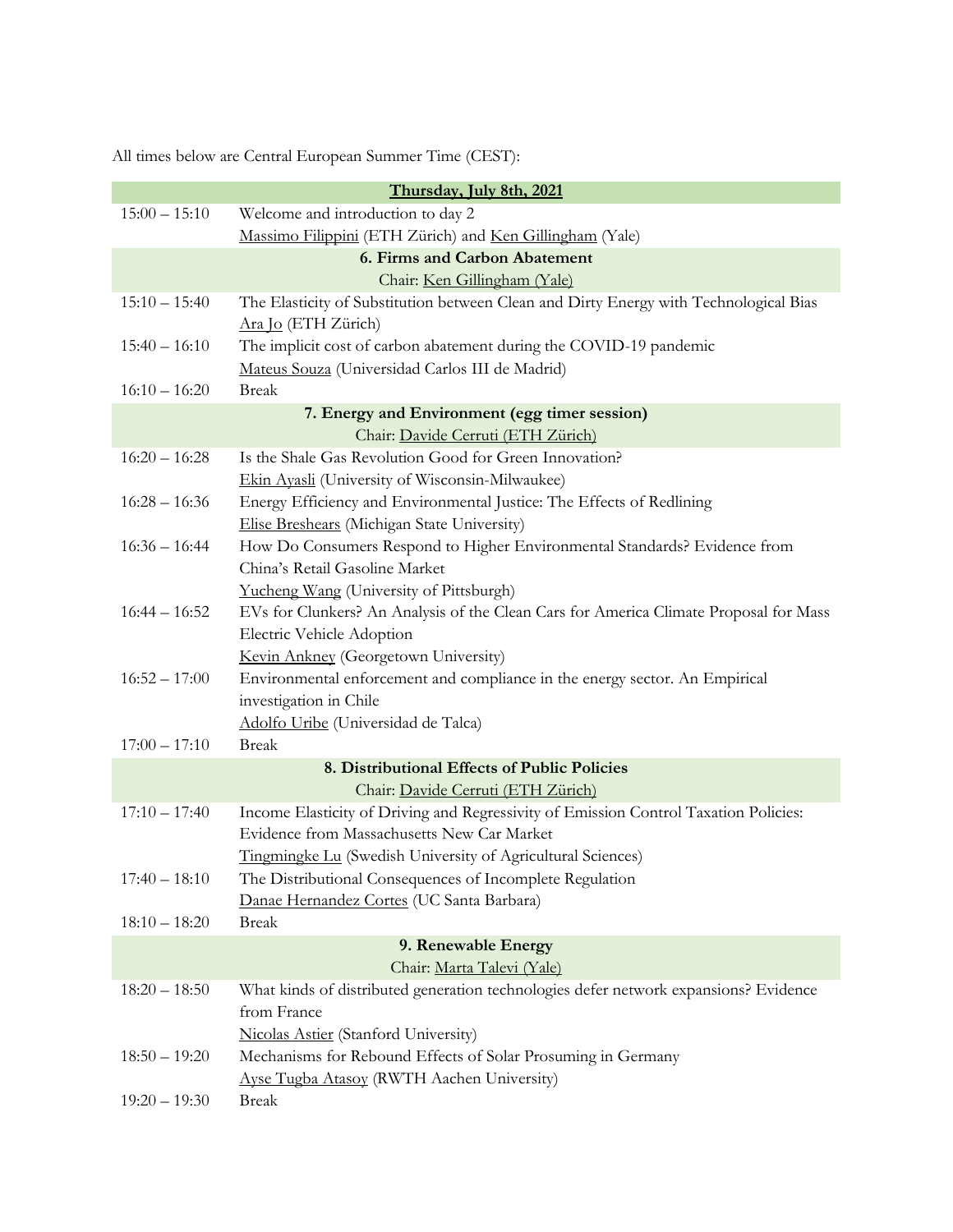All times below are Central European Summer Time (CEST):

| **Thursday, July 8th, 2021** | |
|---|---|
| 15:00 – 15:10 | Welcome and introduction to day 2<br>Massimo Filippini (ETH Zürich) and Ken Gillingham (Yale) |
| **6. Firms and Carbon Abatement**<br>Chair: Ken Gillingham (Yale) | |
| 15:10 – 15:40 | The Elasticity of Substitution between Clean and Dirty Energy with Technological Bias<br>Ara Jo (ETH Zürich) |
| 15:40 – 16:10 | The implicit cost of carbon abatement during the COVID-19 pandemic<br>Mateus Souza (Universidad Carlos III de Madrid) |
| 16:10 – 16:20 | Break |
| **7. Energy and Environment (egg timer session)**<br>Chair: Davide Cerruti (ETH Zürich) | |
| 16:20 – 16:28 | Is the Shale Gas Revolution Good for Green Innovation?<br>Ekin Ayasli (University of Wisconsin-Milwaukee) |
| 16:28 – 16:36 | Energy Efficiency and Environmental Justice: The Effects of Redlining<br>Elise Breshears (Michigan State University) |
| 16:36 – 16:44 | How Do Consumers Respond to Higher Environmental Standards? Evidence from China's Retail Gasoline Market<br>Yucheng Wang (University of Pittsburgh) |
| 16:44 – 16:52 | EVs for Clunkers? An Analysis of the Clean Cars for America Climate Proposal for Mass Electric Vehicle Adoption<br>Kevin Ankney (Georgetown University) |
| 16:52 – 17:00 | Environmental enforcement and compliance in the energy sector. An Empirical investigation in Chile<br>Adolfo Uribe (Universidad de Talca) |
| 17:00 – 17:10 | Break |
| **8. Distributional Effects of Public Policies**<br>Chair: Davide Cerruti (ETH Zürich) | |
| 17:10 – 17:40 | Income Elasticity of Driving and Regressivity of Emission Control Taxation Policies: Evidence from Massachusetts New Car Market<br>Tingmingke Lu (Swedish University of Agricultural Sciences) |
| 17:40 – 18:10 | The Distributional Consequences of Incomplete Regulation<br>Danae Hernandez Cortes (UC Santa Barbara) |
| 18:10 – 18:20 | Break |
| **9. Renewable Energy**<br>Chair: Marta Talevi (Yale) | |
| 18:20 – 18:50 | What kinds of distributed generation technologies defer network expansions? Evidence from France<br>Nicolas Astier (Stanford University) |
| 18:50 – 19:20 | Mechanisms for Rebound Effects of Solar Prosuming in Germany<br>Ayse Tugba Atasoy (RWTH Aachen University) |
| 19:20 – 19:30 | Break |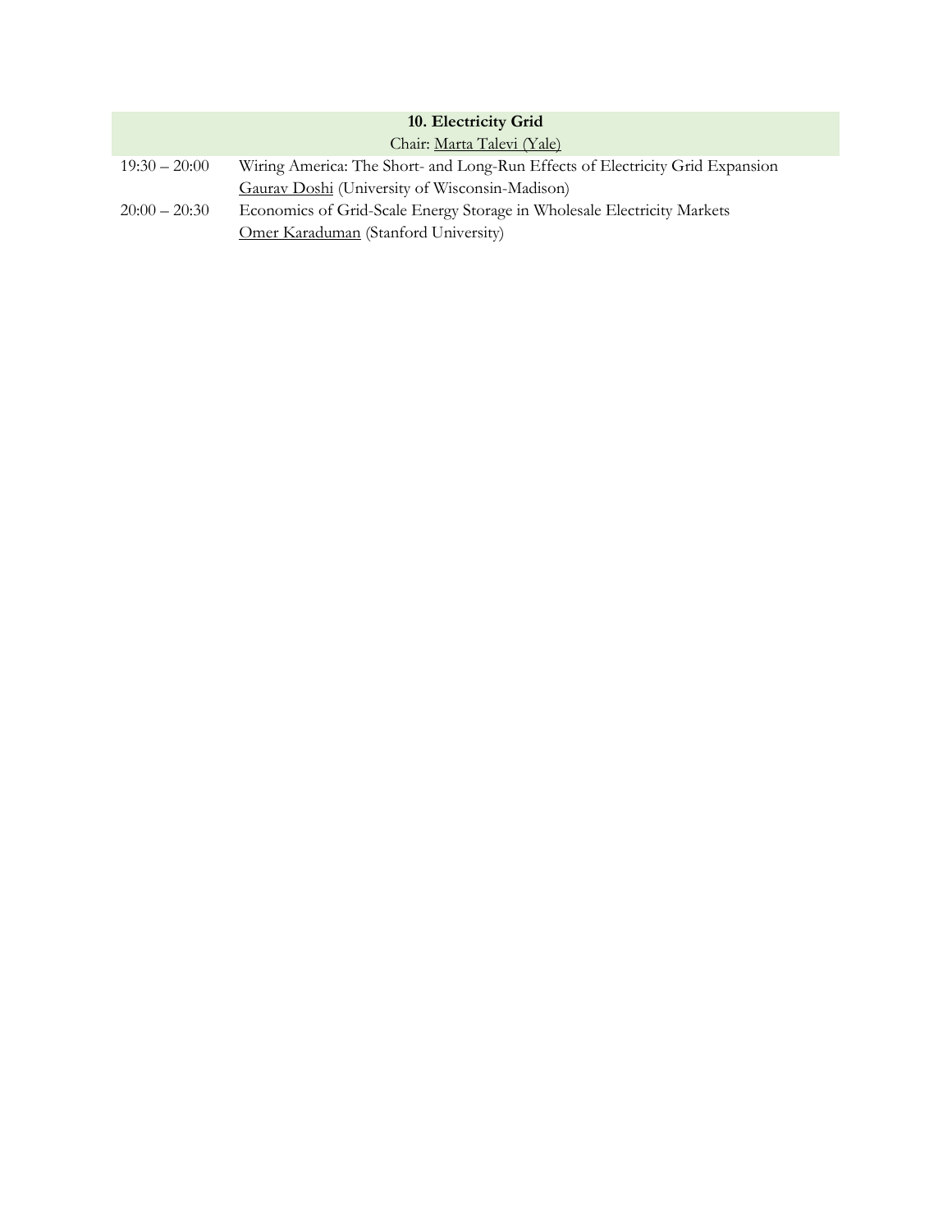| **10. Electricity Grid** | |
|---|---|
| Chair: Marta Talevi (Yale) | |
| 19:30 – 20:00 | Wiring America: The Short- and Long-Run Effects of Electricity Grid Expansion<br>Gaurav Doshi (University of Wisconsin-Madison) |
| 20:00 – 20:30 | Economics of Grid-Scale Energy Storage in Wholesale Electricity Markets<br>Omer Karaduman (Stanford University) |